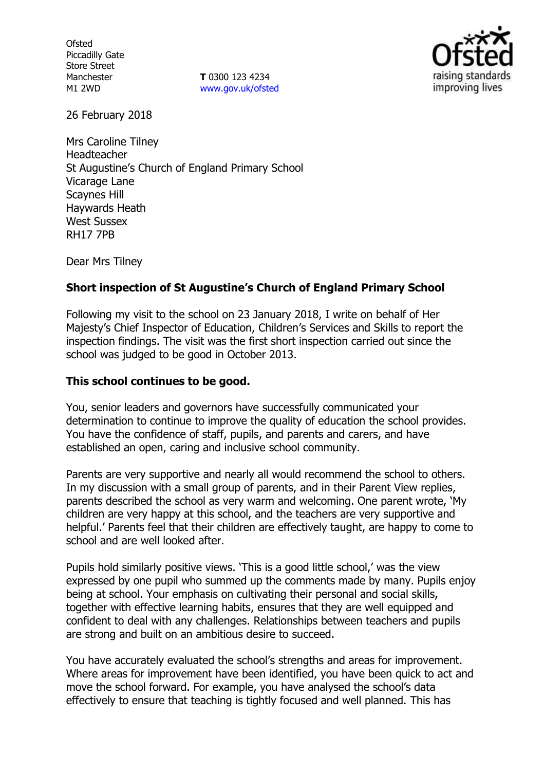Ofsted
Piccadilly Gate
Store Street
Manchester
M1 2WD

**T** 0300 123 4234
www.gov.uk/ofsted

26 February 2018

Mrs Caroline Tilney
Headteacher
St Augustine's Church of England Primary School
Vicarage Lane
Scaynes Hill
Haywards Heath
West Sussex
RH17 7PB

Dear Mrs Tilney

**Short inspection of St Augustine's Church of England Primary School**

Following my visit to the school on 23 January 2018, I write on behalf of Her Majesty's Chief Inspector of Education, Children's Services and Skills to report the inspection findings. The visit was the first short inspection carried out since the school was judged to be good in October 2013.

**This school continues to be good.**

You, senior leaders and governors have successfully communicated your determination to continue to improve the quality of education the school provides. You have the confidence of staff, pupils, and parents and carers, and have established an open, caring and inclusive school community.

Parents are very supportive and nearly all would recommend the school to others. In my discussion with a small group of parents, and in their Parent View replies, parents described the school as very warm and welcoming. One parent wrote, 'My children are very happy at this school, and the teachers are very supportive and helpful.' Parents feel that their children are effectively taught, are happy to come to school and are well looked after.

Pupils hold similarly positive views. 'This is a good little school,' was the view expressed by one pupil who summed up the comments made by many. Pupils enjoy being at school. Your emphasis on cultivating their personal and social skills, together with effective learning habits, ensures that they are well equipped and confident to deal with any challenges. Relationships between teachers and pupils are strong and built on an ambitious desire to succeed.

You have accurately evaluated the school's strengths and areas for improvement. Where areas for improvement have been identified, you have been quick to act and move the school forward. For example, you have analysed the school's data effectively to ensure that teaching is tightly focused and well planned. This has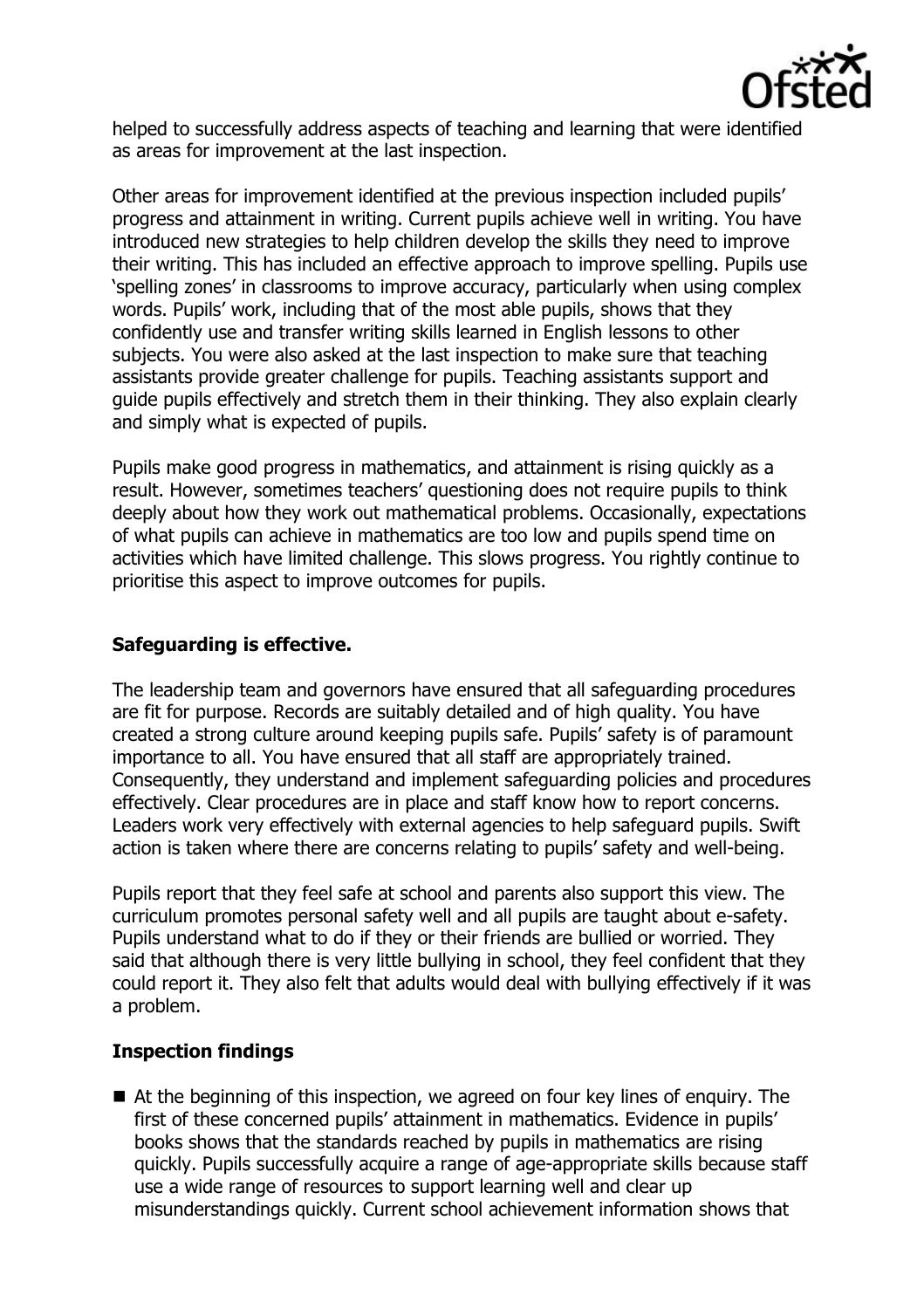helped to successfully address aspects of teaching and learning that were identified as areas for improvement at the last inspection.

Other areas for improvement identified at the previous inspection included pupils' progress and attainment in writing. Current pupils achieve well in writing. You have introduced new strategies to help children develop the skills they need to improve their writing. This has included an effective approach to improve spelling. Pupils use 'spelling zones' in classrooms to improve accuracy, particularly when using complex words. Pupils' work, including that of the most able pupils, shows that they confidently use and transfer writing skills learned in English lessons to other subjects. You were also asked at the last inspection to make sure that teaching assistants provide greater challenge for pupils. Teaching assistants support and guide pupils effectively and stretch them in their thinking. They also explain clearly and simply what is expected of pupils.

Pupils make good progress in mathematics, and attainment is rising quickly as a result. However, sometimes teachers' questioning does not require pupils to think deeply about how they work out mathematical problems. Occasionally, expectations of what pupils can achieve in mathematics are too low and pupils spend time on activities which have limited challenge. This slows progress. You rightly continue to prioritise this aspect to improve outcomes for pupils.

## Safeguarding is effective.

The leadership team and governors have ensured that all safeguarding procedures are fit for purpose. Records are suitably detailed and of high quality. You have created a strong culture around keeping pupils safe. Pupils' safety is of paramount importance to all. You have ensured that all staff are appropriately trained. Consequently, they understand and implement safeguarding policies and procedures effectively. Clear procedures are in place and staff know how to report concerns. Leaders work very effectively with external agencies to help safeguard pupils. Swift action is taken where there are concerns relating to pupils' safety and well-being.

Pupils report that they feel safe at school and parents also support this view. The curriculum promotes personal safety well and all pupils are taught about e-safety. Pupils understand what to do if they or their friends are bullied or worried. They said that although there is very little bullying in school, they feel confident that they could report it. They also felt that adults would deal with bullying effectively if it was a problem.

## Inspection findings

- At the beginning of this inspection, we agreed on four key lines of enquiry. The first of these concerned pupils' attainment in mathematics. Evidence in pupils' books shows that the standards reached by pupils in mathematics are rising quickly. Pupils successfully acquire a range of age-appropriate skills because staff use a wide range of resources to support learning well and clear up misunderstandings quickly. Current school achievement information shows that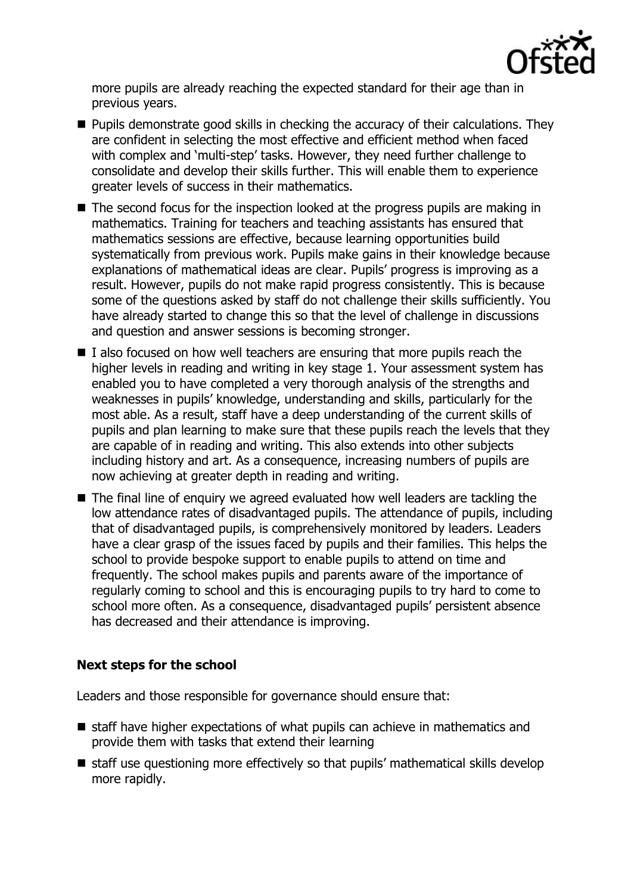more pupils are already reaching the expected standard for their age than in previous years.

- Pupils demonstrate good skills in checking the accuracy of their calculations. They are confident in selecting the most effective and efficient method when faced with complex and 'multi-step' tasks. However, they need further challenge to consolidate and develop their skills further. This will enable them to experience greater levels of success in their mathematics.
- The second focus for the inspection looked at the progress pupils are making in mathematics. Training for teachers and teaching assistants has ensured that mathematics sessions are effective, because learning opportunities build systematically from previous work. Pupils make gains in their knowledge because explanations of mathematical ideas are clear. Pupils' progress is improving as a result. However, pupils do not make rapid progress consistently. This is because some of the questions asked by staff do not challenge their skills sufficiently. You have already started to change this so that the level of challenge in discussions and question and answer sessions is becoming stronger.
- I also focused on how well teachers are ensuring that more pupils reach the higher levels in reading and writing in key stage 1. Your assessment system has enabled you to have completed a very thorough analysis of the strengths and weaknesses in pupils' knowledge, understanding and skills, particularly for the most able. As a result, staff have a deep understanding of the current skills of pupils and plan learning to make sure that these pupils reach the levels that they are capable of in reading and writing. This also extends into other subjects including history and art. As a consequence, increasing numbers of pupils are now achieving at greater depth in reading and writing.
- The final line of enquiry we agreed evaluated how well leaders are tackling the low attendance rates of disadvantaged pupils. The attendance of pupils, including that of disadvantaged pupils, is comprehensively monitored by leaders. Leaders have a clear grasp of the issues faced by pupils and their families. This helps the school to provide bespoke support to enable pupils to attend on time and frequently. The school makes pupils and parents aware of the importance of regularly coming to school and this is encouraging pupils to try hard to come to school more often. As a consequence, disadvantaged pupils' persistent absence has decreased and their attendance is improving.

## Next steps for the school

Leaders and those responsible for governance should ensure that:

- staff have higher expectations of what pupils can achieve in mathematics and provide them with tasks that extend their learning
- staff use questioning more effectively so that pupils' mathematical skills develop more rapidly.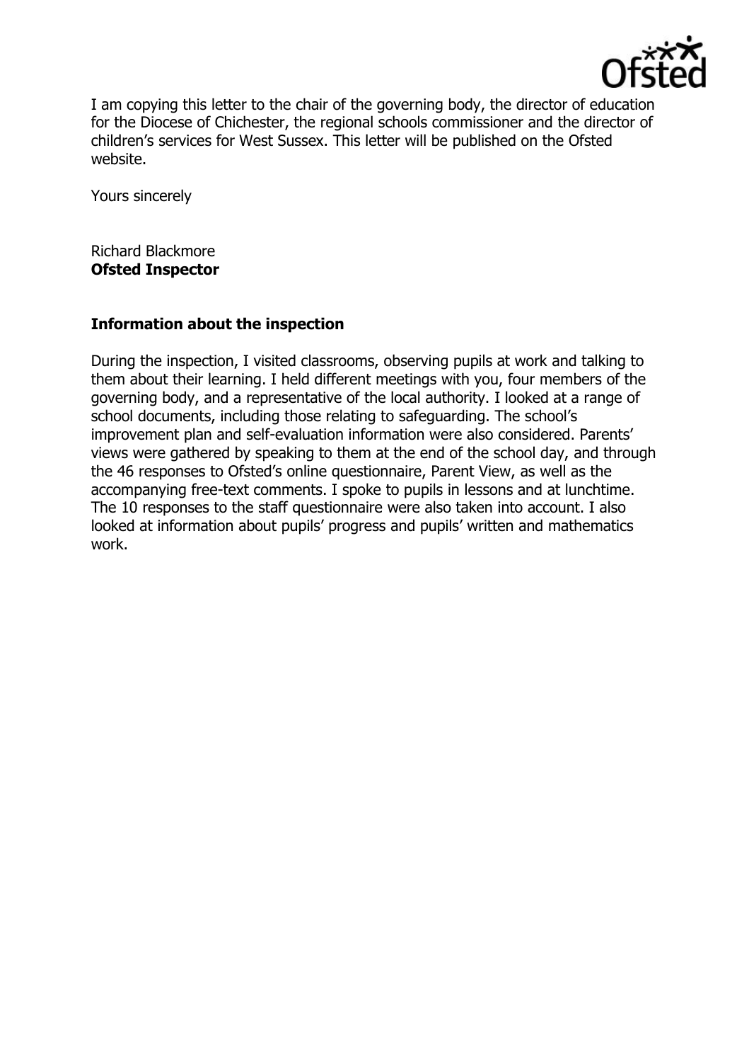I am copying this letter to the chair of the governing body, the director of education for the Diocese of Chichester, the regional schools commissioner and the director of children's services for West Sussex. This letter will be published on the Ofsted website.

Yours sincerely

Richard Blackmore
**Ofsted Inspector**

## **Information about the inspection**

During the inspection, I visited classrooms, observing pupils at work and talking to them about their learning. I held different meetings with you, four members of the governing body, and a representative of the local authority. I looked at a range of school documents, including those relating to safeguarding. The school's improvement plan and self-evaluation information were also considered. Parents' views were gathered by speaking to them at the end of the school day, and through the 46 responses to Ofsted's online questionnaire, Parent View, as well as the accompanying free-text comments. I spoke to pupils in lessons and at lunchtime. The 10 responses to the staff questionnaire were also taken into account. I also looked at information about pupils' progress and pupils' written and mathematics work.